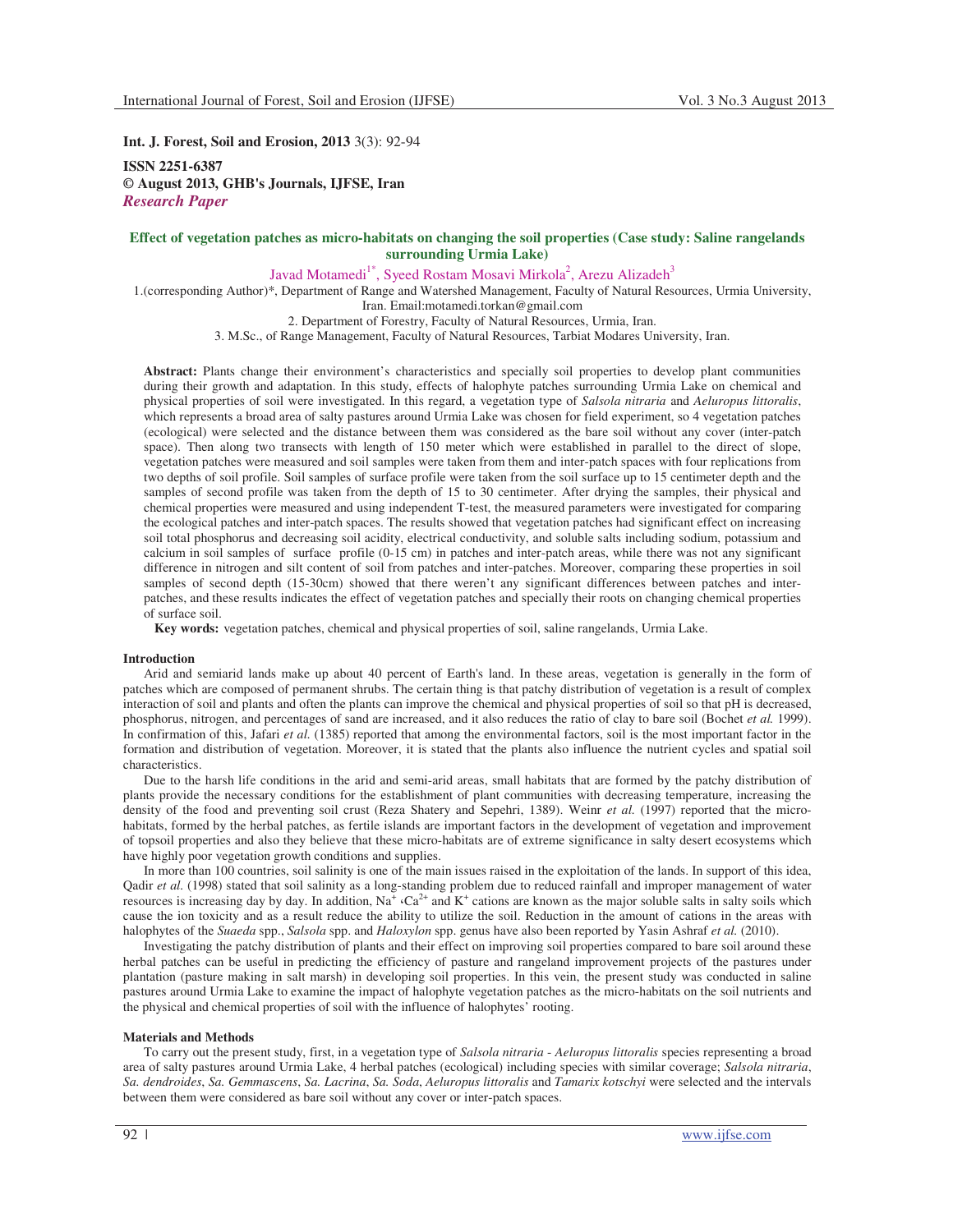**Int. J. Forest, Soil and Erosion, 2013** 3(3): 92-94

**ISSN 2251-6387**
**© August 2013, GHB's Journals, IJFSE, Iran**
***Research Paper***

# Effect of vegetation patches as micro-habitats on changing the soil properties (Case study: Saline rangelands surrounding Urmia Lake)

Javad Motamedi[1*], Syeed Rostam Mosavi Mirkola[2], Arezu Alizadeh[3]

1.(corresponding Author)*, Department of Range and Watershed Management, Faculty of Natural Resources, Urmia University, Iran. Email:motamedi.torkan@gmail.com

2. Department of Forestry, Faculty of Natural Resources, Urmia, Iran.

3. M.Sc., of Range Management, Faculty of Natural Resources, Tarbiat Modares University, Iran.

**Abstract:** Plants change their environment's characteristics and specially soil properties to develop plant communities during their growth and adaptation. In this study, effects of halophyte patches surrounding Urmia Lake on chemical and physical properties of soil were investigated. In this regard, a vegetation type of *Salsola nitraria* and *Aeluropus littoralis*, which represents a broad area of salty pastures around Urmia Lake was chosen for field experiment, so 4 vegetation patches (ecological) were selected and the distance between them was considered as the bare soil without any cover (inter-patch space). Then along two transects with length of 150 meter which were established in parallel to the direct of slope, vegetation patches were measured and soil samples were taken from them and inter-patch spaces with four replications from two depths of soil profile. Soil samples of surface profile were taken from the soil surface up to 15 centimeter depth and the samples of second profile was taken from the depth of 15 to 30 centimeter. After drying the samples, their physical and chemical properties were measured and using independent T-test, the measured parameters were investigated for comparing the ecological patches and inter-patch spaces. The results showed that vegetation patches had significant effect on increasing soil total phosphorus and decreasing soil acidity, electrical conductivity, and soluble salts including sodium, potassium and calcium in soil samples of surface profile (0-15 cm) in patches and inter-patch areas, while there was not any significant difference in nitrogen and silt content of soil from patches and inter-patches. Moreover, comparing these properties in soil samples of second depth (15-30cm) showed that there weren't any significant differences between patches and inter-patches, and these results indicates the effect of vegetation patches and specially their roots on changing chemical properties of surface soil.

**Key words:** vegetation patches, chemical and physical properties of soil, saline rangelands, Urmia Lake.

## Introduction

Arid and semiarid lands make up about 40 percent of Earth's land. In these areas, vegetation is generally in the form of patches which are composed of permanent shrubs. The certain thing is that patchy distribution of vegetation is a result of complex interaction of soil and plants and often the plants can improve the chemical and physical properties of soil so that pH is decreased, phosphorus, nitrogen, and percentages of sand are increased, and it also reduces the ratio of clay to bare soil (Bochet *et al.* 1999). In confirmation of this, Jafari *et al.* (1385) reported that among the environmental factors, soil is the most important factor in the formation and distribution of vegetation. Moreover, it is stated that the plants also influence the nutrient cycles and spatial soil characteristics.

Due to the harsh life conditions in the arid and semi-arid areas, small habitats that are formed by the patchy distribution of plants provide the necessary conditions for the establishment of plant communities with decreasing temperature, increasing the density of the food and preventing soil crust (Reza Shatery and Sepehri, 1389). Weinr *et al.* (1997) reported that the micro-habitats, formed by the herbal patches, as fertile islands are important factors in the development of vegetation and improvement of topsoil properties and also they believe that these micro-habitats are of extreme significance in salty desert ecosystems which have highly poor vegetation growth conditions and supplies.

In more than 100 countries, soil salinity is one of the main issues raised in the exploitation of the lands. In support of this idea, Qadir *et al.* (1998) stated that soil salinity as a long-standing problem due to reduced rainfall and improper management of water resources is increasing day by day. In addition, $Na^+$ ،$Ca^{2+}$ and $K^+$ cations are known as the major soluble salts in salty soils which cause the ion toxicity and as a result reduce the ability to utilize the soil. Reduction in the amount of cations in the areas with halophytes of the *Suaeda* spp., *Salsola* spp. and *Haloxylon* spp. genus have also been reported by Yasin Ashraf *et al.* (2010).

Investigating the patchy distribution of plants and their effect on improving soil properties compared to bare soil around these herbal patches can be useful in predicting the efficiency of pasture and rangeland improvement projects of the pastures under plantation (pasture making in salt marsh) in developing soil properties. In this vein, the present study was conducted in saline pastures around Urmia Lake to examine the impact of halophyte vegetation patches as the micro-habitats on the soil nutrients and the physical and chemical properties of soil with the influence of halophytes' rooting.

## Materials and Methods

To carry out the present study, first, in a vegetation type of *Salsola nitraria - Aeluropus littoralis* species representing a broad area of salty pastures around Urmia Lake, 4 herbal patches (ecological) including species with similar coverage; *Salsola nitraria*, *Sa. dendroides*, *Sa. Gemmascens*, *Sa. Lacrina*, *Sa. Soda*, *Aeluropus littoralis* and *Tamarix kotschyi* were selected and the intervals between them were considered as bare soil without any cover or inter-patch spaces.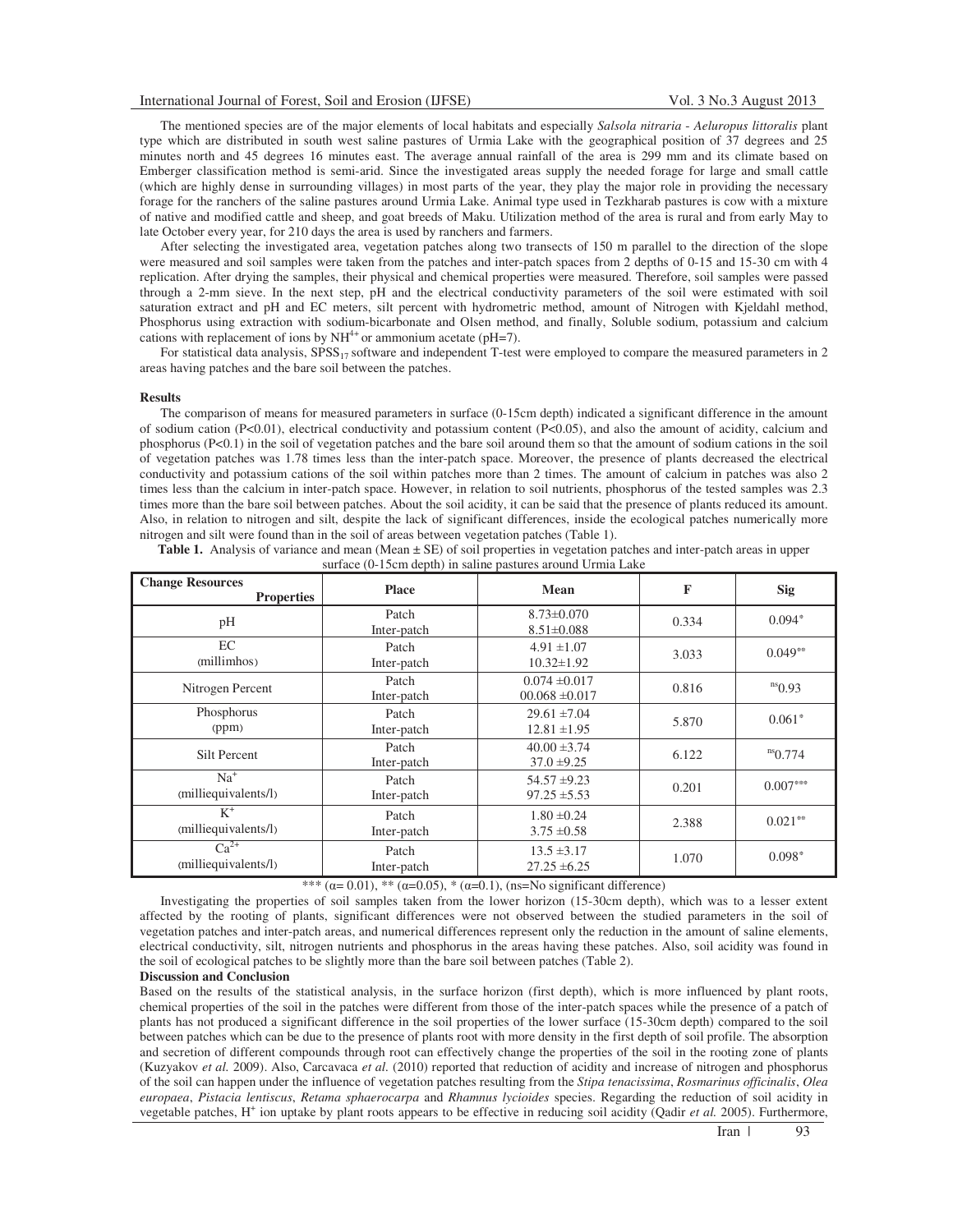The mentioned species are of the major elements of local habitats and especially *Salsola nitraria - Aeluropus littoralis* plant type which are distributed in south west saline pastures of Urmia Lake with the geographical position of 37 degrees and 25 minutes north and 45 degrees 16 minutes east. The average annual rainfall of the area is 299 mm and its climate based on Emberger classification method is semi-arid. Since the investigated areas supply the needed forage for large and small cattle (which are highly dense in surrounding villages) in most parts of the year, they play the major role in providing the necessary forage for the ranchers of the saline pastures around Urmia Lake. Animal type used in Tezkharab pastures is cow with a mixture of native and modified cattle and sheep, and goat breeds of Maku. Utilization method of the area is rural and from early May to late October every year, for 210 days the area is used by ranchers and farmers.

After selecting the investigated area, vegetation patches along two transects of 150 m parallel to the direction of the slope were measured and soil samples were taken from the patches and inter-patch spaces from 2 depths of 0-15 and 15-30 cm with 4 replication. After drying the samples, their physical and chemical properties were measured. Therefore, soil samples were passed through a 2-mm sieve. In the next step, pH and the electrical conductivity parameters of the soil were estimated with soil saturation extract and pH and EC meters, silt percent with hydrometric method, amount of Nitrogen with Kjeldahl method, Phosphorus using extraction with sodium-bicarbonate and Olsen method, and finally, Soluble sodium, potassium and calcium cations with replacement of ions by $NH^{4+}$ or ammonium acetate (pH=7).

For statistical data analysis, $SPSS_{17}$ software and independent T-test were employed to compare the measured parameters in 2 areas having patches and the bare soil between the patches.

**Results**

The comparison of means for measured parameters in surface (0-15cm depth) indicated a significant difference in the amount of sodium cation (P<0.01), electrical conductivity and potassium content (P<0.05), and also the amount of acidity, calcium and phosphorus (P<0.1) in the soil of vegetation patches and the bare soil around them so that the amount of sodium cations in the soil of vegetation patches was 1.78 times less than the inter-patch space. Moreover, the presence of plants decreased the electrical conductivity and potassium cations of the soil within patches more than 2 times. The amount of calcium in patches was also 2 times less than the calcium in inter-patch space. However, in relation to soil nutrients, phosphorus of the tested samples was 2.3 times more than the bare soil between patches. About the soil acidity, it can be said that the presence of plants reduced its amount. Also, in relation to nitrogen and silt, despite the lack of significant differences, inside the ecological patches numerically more nitrogen and silt were found than in the soil of areas between vegetation patches (Table 1).

**Table 1.** Analysis of variance and mean (Mean ± SE) of soil properties in vegetation patches and inter-patch areas in upper surface (0-15cm depth) in saline pastures around Urmia Lake

| Change Resources / Properties | Place | Mean | F | Sig |
|---|---|---|---|---|
| pH | Patch<br>Inter-patch | 8.73±0.070<br>8.51±0.088 | 0.334 | 0.094* |
| EC (millimhos) | Patch<br>Inter-patch | 4.91 ±1.07<br>10.32±1.92 | 3.033 | 0.049** |
| Nitrogen Percent | Patch<br>Inter-patch | 0.074 ±0.017<br>00.068 ±0.017 | 0.816 | ns0.93 |
| Phosphorus (ppm) | Patch<br>Inter-patch | 29.61 ±7.04<br>12.81 ±1.95 | 5.870 | 0.061* |
| Silt Percent | Patch<br>Inter-patch | 40.00 ±3.74<br>37.0 ±9.25 | 6.122 | ns0.774 |
| $Na^+$ (milliequivalents/l) | Patch<br>Inter-patch | 54.57 ±9.23<br>97.25 ±5.53 | 0.201 | 0.007*** |
| $K^+$ (milliequivalents/l) | Patch<br>Inter-patch | 1.80 ±0.24<br>3.75 ±0.58 | 2.388 | 0.021** |
| $Ca^{2+}$ (milliequivalents/l) | Patch<br>Inter-patch | 13.5 ±3.17<br>27.25 ±6.25 | 1.070 | 0.098* |

*** (α= 0.01), ** (α=0.05), * (α=0.1), (ns=No significant difference)

Investigating the properties of soil samples taken from the lower horizon (15-30cm depth), which was to a lesser extent affected by the rooting of plants, significant differences were not observed between the studied parameters in the soil of vegetation patches and inter-patch areas, and numerical differences represent only the reduction in the amount of saline elements, electrical conductivity, silt, nitrogen nutrients and phosphorus in the areas having these patches. Also, soil acidity was found in the soil of ecological patches to be slightly more than the bare soil between patches (Table 2).

**Discussion and Conclusion**

Based on the results of the statistical analysis, in the surface horizon (first depth), which is more influenced by plant roots, chemical properties of the soil in the patches were different from those of the inter-patch spaces while the presence of a patch of plants has not produced a significant difference in the soil properties of the lower surface (15-30cm depth) compared to the soil between patches which can be due to the presence of plants root with more density in the first depth of soil profile. The absorption and secretion of different compounds through root can effectively change the properties of the soil in the rooting zone of plants (Kuzyakov *et al.* 2009). Also, Carcavaca *et al.* (2010) reported that reduction of acidity and increase of nitrogen and phosphorus of the soil can happen under the influence of vegetation patches resulting from the *Stipa tenacissima*, *Rosmarinus officinalis*, *Olea europaea*, *Pistacia lentiscus*, *Retama sphaerocarpa* and *Rhamnus lycioides* species. Regarding the reduction of soil acidity in vegetable patches, $H^+$ ion uptake by plant roots appears to be effective in reducing soil acidity (Qadir *et al.* 2005). Furthermore,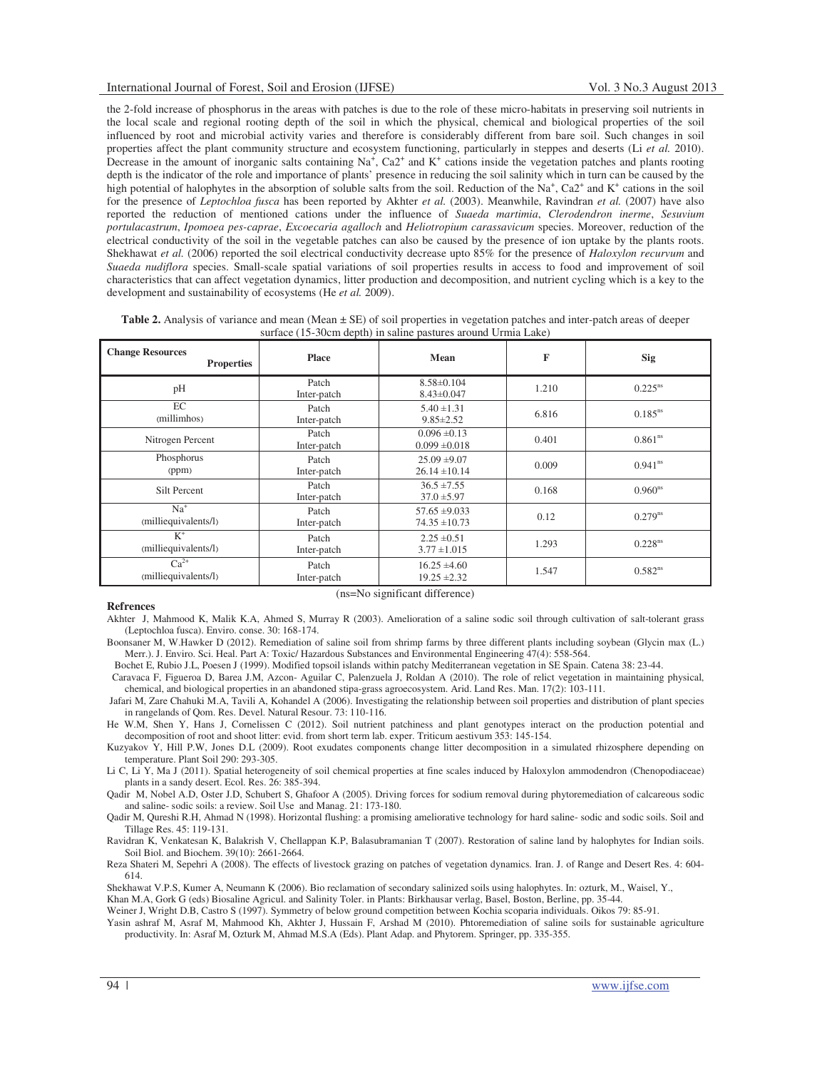the 2-fold increase of phosphorus in the areas with patches is due to the role of these micro-habitats in preserving soil nutrients in the local scale and regional rooting depth of the soil in which the physical, chemical and biological properties of the soil influenced by root and microbial activity varies and therefore is considerably different from bare soil. Such changes in soil properties affect the plant community structure and ecosystem functioning, particularly in steppes and deserts (Li *et al.* 2010). Decrease in the amount of inorganic salts containing $Na^+$, $Ca2^+$ and $K^+$ cations inside the vegetation patches and plants rooting depth is the indicator of the role and importance of plants' presence in reducing the soil salinity which in turn can be caused by the high potential of halophytes in the absorption of soluble salts from the soil. Reduction of the $Na^+$, $Ca2^+$ and $K^+$ cations in the soil for the presence of *Leptochloa fusca* has been reported by Akhter *et al.* (2003). Meanwhile, Ravindran *et al.* (2007) have also reported the reduction of mentioned cations under the influence of *Suaeda martimia*, *Clerodendron inerme*, *Sesuvium portulacastrum*, *Ipomoea pes-caprae*, *Excoecaria agalloch* and *Heliotropium carassavicum* species. Moreover, reduction of the electrical conductivity of the soil in the vegetable patches can also be caused by the presence of ion uptake by the plants roots. Shekhawat *et al.* (2006) reported the soil electrical conductivity decrease upto 85% for the presence of *Haloxylon recurvum* and *Suaeda nudiflora* species. Small-scale spatial variations of soil properties results in access to food and improvement of soil characteristics that can affect vegetation dynamics, litter production and decomposition, and nutrient cycling which is a key to the development and sustainability of ecosystems (He *et al.* 2009).

**Table 2.** Analysis of variance and mean (Mean ± SE) of soil properties in vegetation patches and inter-patch areas of deeper surface (15-30cm depth) in saline pastures around Urmia Lake)

| Change Resources / Properties | Place | Mean | F | Sig |
|---|---|---|---|---|
| pH | Patch<br>Inter-patch | 8.58±0.104<br>8.43±0.047 | 1.210 | 0.225$^{ns}$ |
| EC (millimhos) | Patch<br>Inter-patch | 5.40 ±1.31<br>9.85±2.52 | 6.816 | 0.185$^{ns}$ |
| Nitrogen Percent | Patch<br>Inter-patch | 0.096 ±0.13<br>0.099 ±0.018 | 0.401 | 0.861$^{ns}$ |
| Phosphorus (ppm) | Patch<br>Inter-patch | 25.09 ±9.07<br>26.14 ±10.14 | 0.009 | 0.941$^{ns}$ |
| Silt Percent | Patch<br>Inter-patch | 36.5 ±7.55<br>37.0 ±5.97 | 0.168 | 0.960$^{ns}$ |
| $Na^+$ (milliequivalents/l) | Patch<br>Inter-patch | 57.65 ±9.033<br>74.35 ±10.73 | 0.12 | 0.279$^{ns}$ |
| $K^+$ (milliequivalents/l) | Patch<br>Inter-patch | 2.25 ±0.51<br>3.77 ±1.015 | 1.293 | 0.228$^{ns}$ |
| $Ca^{2+}$ (milliequivalents/l) | Patch<br>Inter-patch | 16.25 ±4.60<br>19.25 ±2.32 | 1.547 | 0.582$^{ns}$ |

(ns=No significant difference)

## Refrences

Akhter J, Mahmood K, Malik K.A, Ahmed S, Murray R (2003). Amelioration of a saline sodic soil through cultivation of salt-tolerant grass (Leptochloa fusca). Enviro. conse. 30: 168-174.

Boonsaner M, W.Hawker D (2012). Remediation of saline soil from shrimp farms by three different plants including soybean (Glycin max (L.) Merr.). J. Enviro. Sci. Heal. Part A: Toxic/ Hazardous Substances and Environmental Engineering 47(4): 558-564.

Bochet E, Rubio J.L, Poesen J (1999). Modified topsoil islands within patchy Mediterranean vegetation in SE Spain. Catena 38: 23-44.

Caravaca F, Figueroa D, Barea J.M, Azcon- Aguilar C, Palenzuela J, Roldan A (2010). The role of relict vegetation in maintaining physical, chemical, and biological properties in an abandoned stipa-grass agroecosystem. Arid. Land Res. Man. 17(2): 103-111.

Jafari M, Zare Chahuki M.A, Tavili A, Kohandel A (2006). Investigating the relationship between soil properties and distribution of plant species in rangelands of Qom. Res. Devel. Natural Resour. 73: 110-116.

He W.M, Shen Y, Hans J, Cornelissen C (2012). Soil nutrient patchiness and plant genotypes interact on the production potential and decomposition of root and shoot litter: evid. from short term lab. exper. Triticum aestivum 353: 145-154.

Kuzyakov Y, Hill P.W, Jones D.L (2009). Root exudates components change litter decomposition in a simulated rhizosphere depending on temperature. Plant Soil 290: 293-305.

Li C, Li Y, Ma J (2011). Spatial heterogeneity of soil chemical properties at fine scales induced by Haloxylon ammodendron (Chenopodiaceae) plants in a sandy desert. Ecol. Res. 26: 385-394.

Qadir M, Nobel A.D, Oster J.D, Schubert S, Ghafoor A (2005). Driving forces for sodium removal during phytoremediation of calcareous sodic and saline- sodic soils: a review. Soil Use and Manag. 21: 173-180.

Qadir M, Qureshi R.H, Ahmad N (1998). Horizontal flushing: a promising ameliorative technology for hard saline- sodic and sodic soils. Soil and Tillage Res. 45: 119-131.

Ravidran K, Venkatesan K, Balakrish V, Chellappan K.P, Balasubramanian T (2007). Restoration of saline land by halophytes for Indian soils. Soil Biol. and Biochem. 39(10): 2661-2664.

Reza Shateri M, Sepehri A (2008). The effects of livestock grazing on patches of vegetation dynamics. Iran. J. of Range and Desert Res. 4: 604-614.

Shekhawat V.P.S, Kumer A, Neumann K (2006). Bio reclamation of secondary salinized soils using halophytes. In: ozturk, M., Waisel, Y., Khan M.A, Gork G (eds) Biosaline Agricul. and Salinity Toler. in Plants: Birkhausar verlag, Basel, Boston, Berline, pp. 35-44.

Weiner J, Wright D.B, Castro S (1997). Symmetry of below ground competition between Kochia scoparia individuals. Oikos 79: 85-91.

Yasin ashraf M, Asraf M, Mahmood Kh, Akhter J, Hussain F, Arshad M (2010). Phtoremediation of saline soils for sustainable agriculture productivity. In: Asraf M, Ozturk M, Ahmad M.S.A (Eds). Plant Adap. and Phytorem. Springer, pp. 335-355.